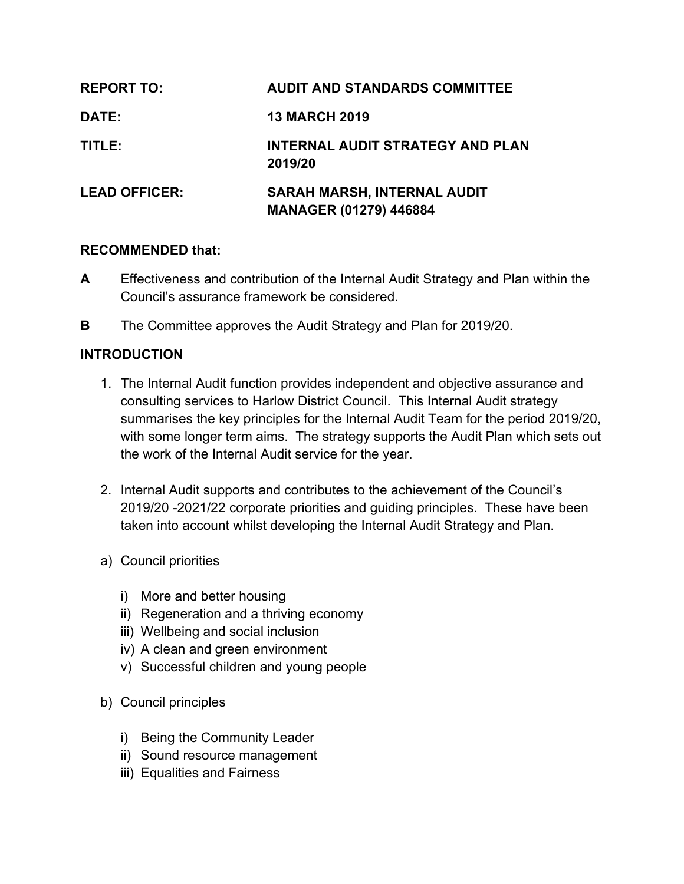| | |
|---|---|
| **REPORT TO:** | **AUDIT AND STANDARDS COMMITTEE** |
| **DATE:** | **13 MARCH 2019** |
| **TITLE:** | **INTERNAL AUDIT STRATEGY AND PLAN 2019/20** |
| **LEAD OFFICER:** | **SARAH MARSH, INTERNAL AUDIT MANAGER (01279) 446884** |

**RECOMMENDED that:**

**A** Effectiveness and contribution of the Internal Audit Strategy and Plan within the Council's assurance framework be considered.

**B** The Committee approves the Audit Strategy and Plan for 2019/20.

## INTRODUCTION

1. The Internal Audit function provides independent and objective assurance and consulting services to Harlow District Council. This Internal Audit strategy summarises the key principles for the Internal Audit Team for the period 2019/20, with some longer term aims. The strategy supports the Audit Plan which sets out the work of the Internal Audit service for the year.

2. Internal Audit supports and contributes to the achievement of the Council's 2019/20 -2021/22 corporate priorities and guiding principles. These have been taken into account whilst developing the Internal Audit Strategy and Plan.

   a) Council priorities

      i) More and better housing
      ii) Regeneration and a thriving economy
      iii) Wellbeing and social inclusion
      iv) A clean and green environment
      v) Successful children and young people

   b) Council principles

      i) Being the Community Leader
      ii) Sound resource management
      iii) Equalities and Fairness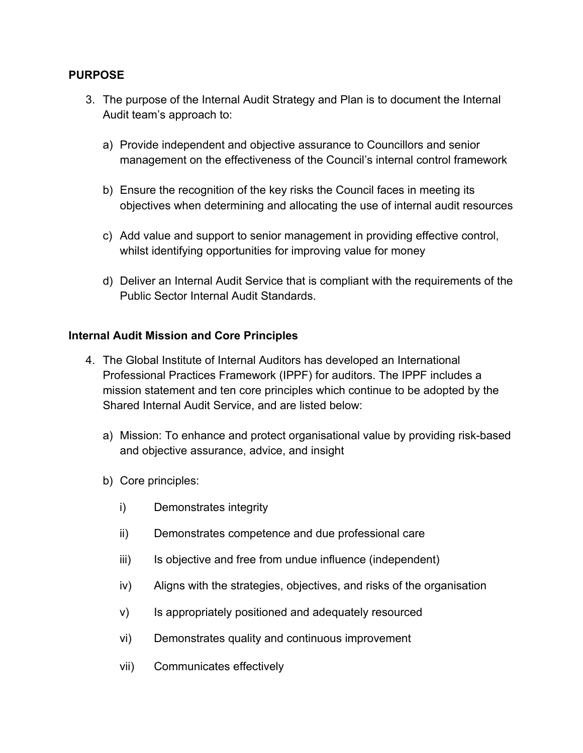## PURPOSE

3. The purpose of the Internal Audit Strategy and Plan is to document the Internal Audit team's approach to:

   a) Provide independent and objective assurance to Councillors and senior management on the effectiveness of the Council's internal control framework

   b) Ensure the recognition of the key risks the Council faces in meeting its objectives when determining and allocating the use of internal audit resources

   c) Add value and support to senior management in providing effective control, whilst identifying opportunities for improving value for money

   d) Deliver an Internal Audit Service that is compliant with the requirements of the Public Sector Internal Audit Standards.

### Internal Audit Mission and Core Principles

4. The Global Institute of Internal Auditors has developed an International Professional Practices Framework (IPPF) for auditors. The IPPF includes a mission statement and ten core principles which continue to be adopted by the Shared Internal Audit Service, and are listed below:

   a) Mission: To enhance and protect organisational value by providing risk-based and objective assurance, advice, and insight

   b) Core principles:

      i) Demonstrates integrity

      ii) Demonstrates competence and due professional care

      iii) Is objective and free from undue influence (independent)

      iv) Aligns with the strategies, objectives, and risks of the organisation

      v) Is appropriately positioned and adequately resourced

      vi) Demonstrates quality and continuous improvement

      vii) Communicates effectively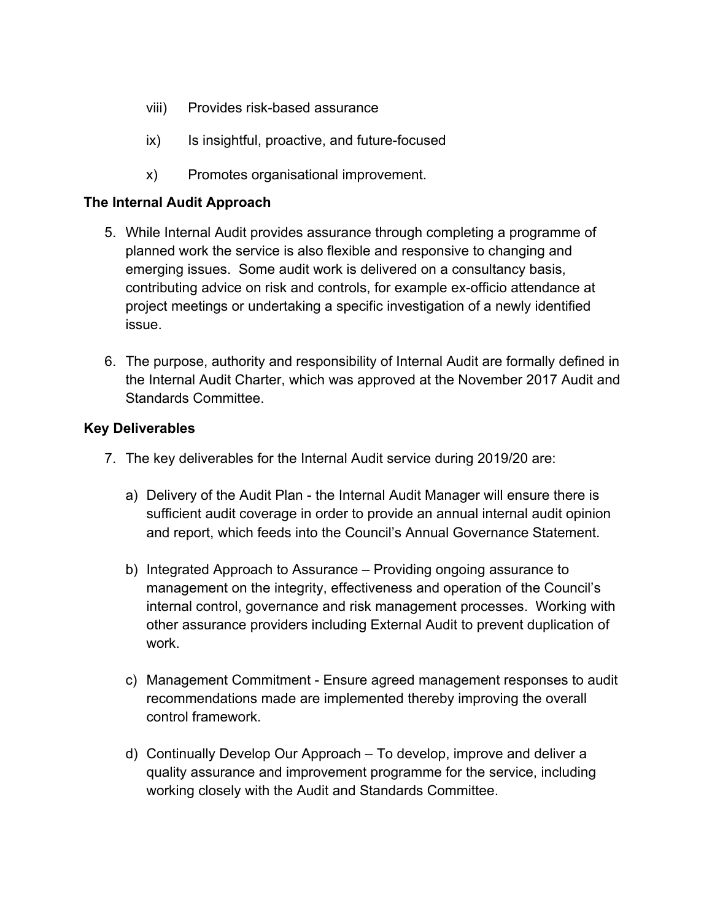viii) Provides risk-based assurance

ix) Is insightful, proactive, and future-focused

x) Promotes organisational improvement.

**The Internal Audit Approach**

5. While Internal Audit provides assurance through completing a programme of planned work the service is also flexible and responsive to changing and emerging issues. Some audit work is delivered on a consultancy basis, contributing advice on risk and controls, for example ex-officio attendance at project meetings or undertaking a specific investigation of a newly identified issue.

6. The purpose, authority and responsibility of Internal Audit are formally defined in the Internal Audit Charter, which was approved at the November 2017 Audit and Standards Committee.

**Key Deliverables**

7. The key deliverables for the Internal Audit service during 2019/20 are:

   a) Delivery of the Audit Plan - the Internal Audit Manager will ensure there is sufficient audit coverage in order to provide an annual internal audit opinion and report, which feeds into the Council's Annual Governance Statement.

   b) Integrated Approach to Assurance – Providing ongoing assurance to management on the integrity, effectiveness and operation of the Council's internal control, governance and risk management processes. Working with other assurance providers including External Audit to prevent duplication of work.

   c) Management Commitment - Ensure agreed management responses to audit recommendations made are implemented thereby improving the overall control framework.

   d) Continually Develop Our Approach – To develop, improve and deliver a quality assurance and improvement programme for the service, including working closely with the Audit and Standards Committee.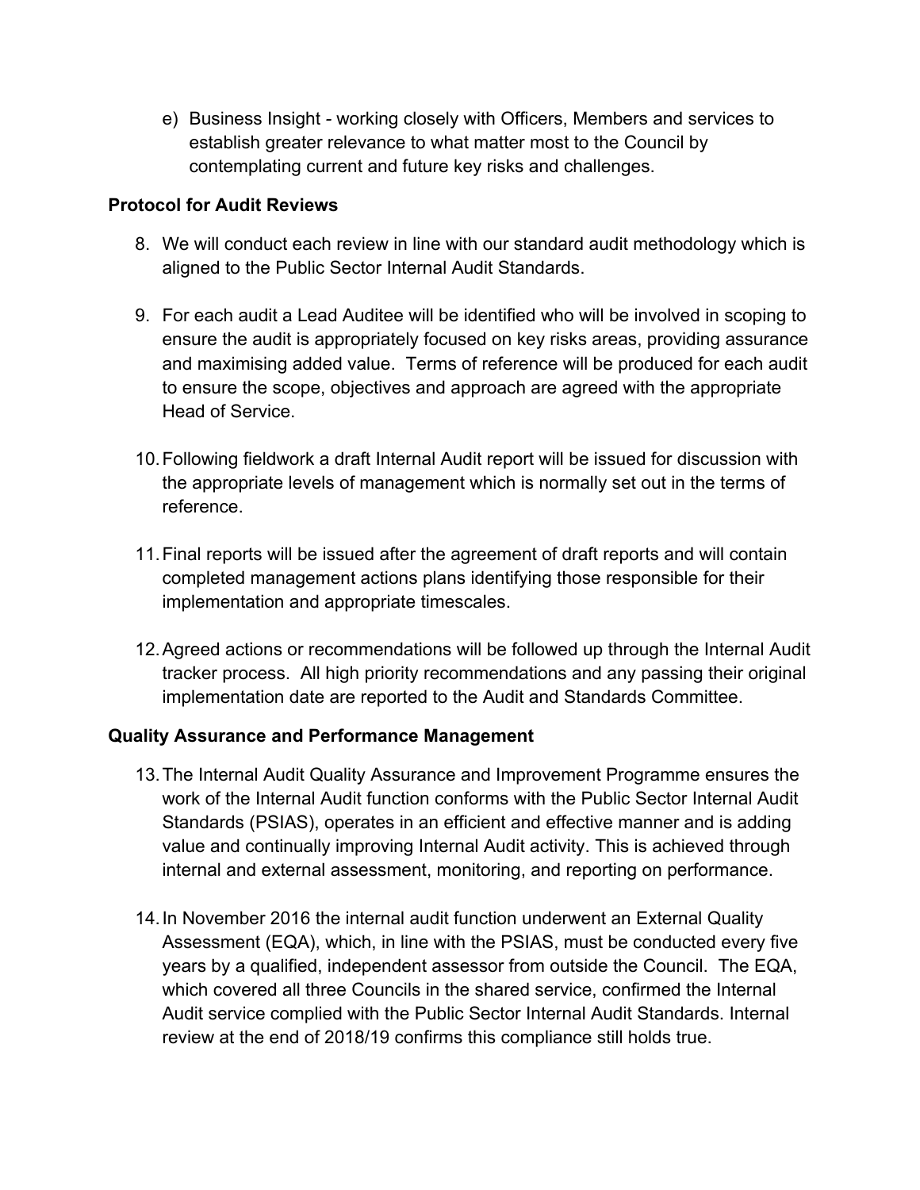e) Business Insight - working closely with Officers, Members and services to establish greater relevance to what matter most to the Council by contemplating current and future key risks and challenges.

**Protocol for Audit Reviews**

8. We will conduct each review in line with our standard audit methodology which is aligned to the Public Sector Internal Audit Standards.

9. For each audit a Lead Auditee will be identified who will be involved in scoping to ensure the audit is appropriately focused on key risks areas, providing assurance and maximising added value. Terms of reference will be produced for each audit to ensure the scope, objectives and approach are agreed with the appropriate Head of Service.

10. Following fieldwork a draft Internal Audit report will be issued for discussion with the appropriate levels of management which is normally set out in the terms of reference.

11. Final reports will be issued after the agreement of draft reports and will contain completed management actions plans identifying those responsible for their implementation and appropriate timescales.

12. Agreed actions or recommendations will be followed up through the Internal Audit tracker process. All high priority recommendations and any passing their original implementation date are reported to the Audit and Standards Committee.

**Quality Assurance and Performance Management**

13. The Internal Audit Quality Assurance and Improvement Programme ensures the work of the Internal Audit function conforms with the Public Sector Internal Audit Standards (PSIAS), operates in an efficient and effective manner and is adding value and continually improving Internal Audit activity. This is achieved through internal and external assessment, monitoring, and reporting on performance.

14. In November 2016 the internal audit function underwent an External Quality Assessment (EQA), which, in line with the PSIAS, must be conducted every five years by a qualified, independent assessor from outside the Council. The EQA, which covered all three Councils in the shared service, confirmed the Internal Audit service complied with the Public Sector Internal Audit Standards. Internal review at the end of 2018/19 confirms this compliance still holds true.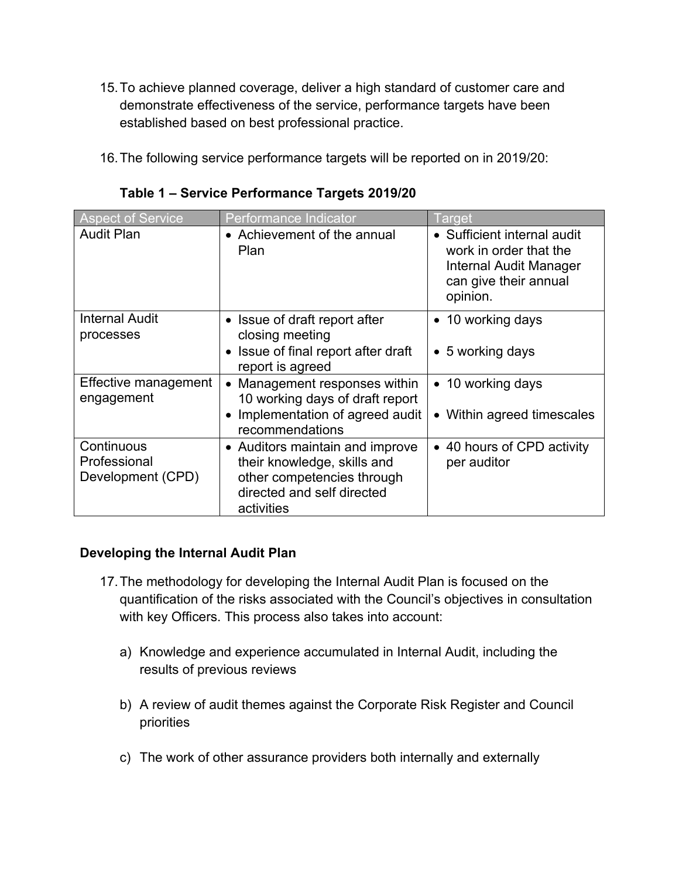15. To achieve planned coverage, deliver a high standard of customer care and demonstrate effectiveness of the service, performance targets have been established based on best professional practice.

16. The following service performance targets will be reported on in 2019/20:

**Table 1 – Service Performance Targets 2019/20**

| Aspect of Service | Performance Indicator | Target |
|---|---|---|
| Audit Plan | • Achievement of the annual Plan | • Sufficient internal audit work in order that the Internal Audit Manager can give their annual opinion. |
| Internal Audit processes | • Issue of draft report after closing meeting<br>• Issue of final report after draft report is agreed | • 10 working days<br>• 5 working days |
| Effective management engagement | • Management responses within 10 working days of draft report<br>• Implementation of agreed audit recommendations | • 10 working days<br>• Within agreed timescales |
| Continuous Professional Development (CPD) | • Auditors maintain and improve their knowledge, skills and other competencies through directed and self directed activities | • 40 hours of CPD activity per auditor |

**Developing the Internal Audit Plan**

17. The methodology for developing the Internal Audit Plan is focused on the quantification of the risks associated with the Council's objectives in consultation with key Officers. This process also takes into account:

    a) Knowledge and experience accumulated in Internal Audit, including the results of previous reviews

    b) A review of audit themes against the Corporate Risk Register and Council priorities

    c) The work of other assurance providers both internally and externally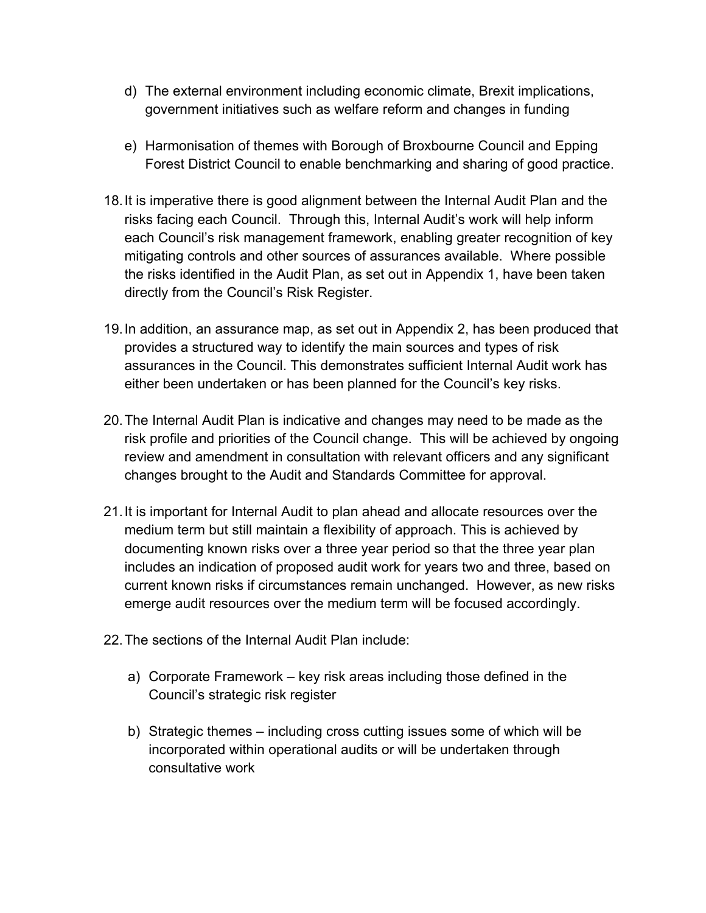d) The external environment including economic climate, Brexit implications, government initiatives such as welfare reform and changes in funding

e) Harmonisation of themes with Borough of Broxbourne Council and Epping Forest District Council to enable benchmarking and sharing of good practice.

18. It is imperative there is good alignment between the Internal Audit Plan and the risks facing each Council. Through this, Internal Audit's work will help inform each Council's risk management framework, enabling greater recognition of key mitigating controls and other sources of assurances available. Where possible the risks identified in the Audit Plan, as set out in Appendix 1, have been taken directly from the Council's Risk Register.

19. In addition, an assurance map, as set out in Appendix 2, has been produced that provides a structured way to identify the main sources and types of risk assurances in the Council. This demonstrates sufficient Internal Audit work has either been undertaken or has been planned for the Council's key risks.

20. The Internal Audit Plan is indicative and changes may need to be made as the risk profile and priorities of the Council change. This will be achieved by ongoing review and amendment in consultation with relevant officers and any significant changes brought to the Audit and Standards Committee for approval.

21. It is important for Internal Audit to plan ahead and allocate resources over the medium term but still maintain a flexibility of approach. This is achieved by documenting known risks over a three year period so that the three year plan includes an indication of proposed audit work for years two and three, based on current known risks if circumstances remain unchanged. However, as new risks emerge audit resources over the medium term will be focused accordingly.

22. The sections of the Internal Audit Plan include:

a) Corporate Framework – key risk areas including those defined in the Council's strategic risk register

b) Strategic themes – including cross cutting issues some of which will be incorporated within operational audits or will be undertaken through consultative work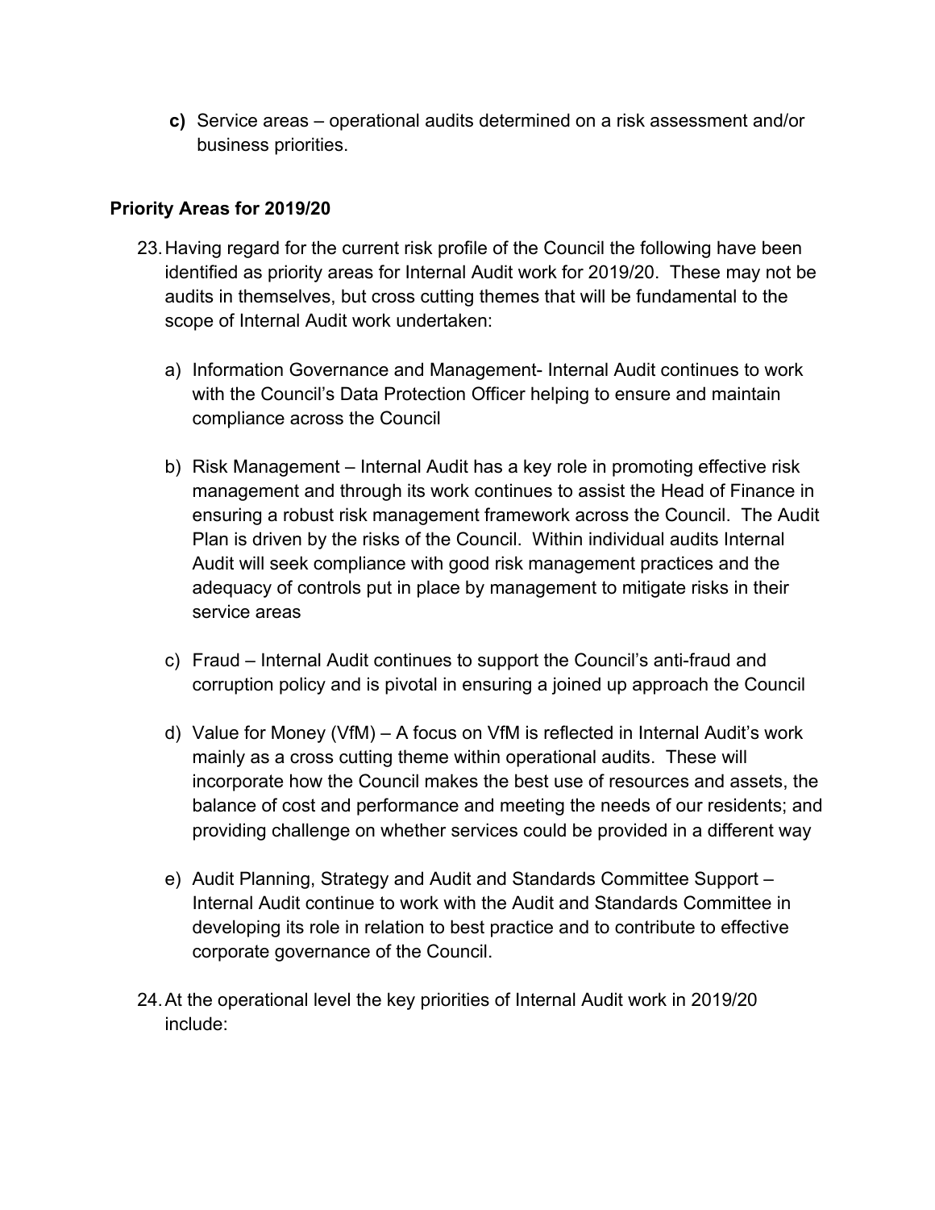**c)** Service areas – operational audits determined on a risk assessment and/or business priorities.

## Priority Areas for 2019/20

23. Having regard for the current risk profile of the Council the following have been identified as priority areas for Internal Audit work for 2019/20. These may not be audits in themselves, but cross cutting themes that will be fundamental to the scope of Internal Audit work undertaken:

    a) Information Governance and Management- Internal Audit continues to work with the Council's Data Protection Officer helping to ensure and maintain compliance across the Council

    b) Risk Management – Internal Audit has a key role in promoting effective risk management and through its work continues to assist the Head of Finance in ensuring a robust risk management framework across the Council. The Audit Plan is driven by the risks of the Council. Within individual audits Internal Audit will seek compliance with good risk management practices and the adequacy of controls put in place by management to mitigate risks in their service areas

    c) Fraud – Internal Audit continues to support the Council's anti-fraud and corruption policy and is pivotal in ensuring a joined up approach the Council

    d) Value for Money (VfM) – A focus on VfM is reflected in Internal Audit's work mainly as a cross cutting theme within operational audits. These will incorporate how the Council makes the best use of resources and assets, the balance of cost and performance and meeting the needs of our residents; and providing challenge on whether services could be provided in a different way

    e) Audit Planning, Strategy and Audit and Standards Committee Support – Internal Audit continue to work with the Audit and Standards Committee in developing its role in relation to best practice and to contribute to effective corporate governance of the Council.

24. At the operational level the key priorities of Internal Audit work in 2019/20 include: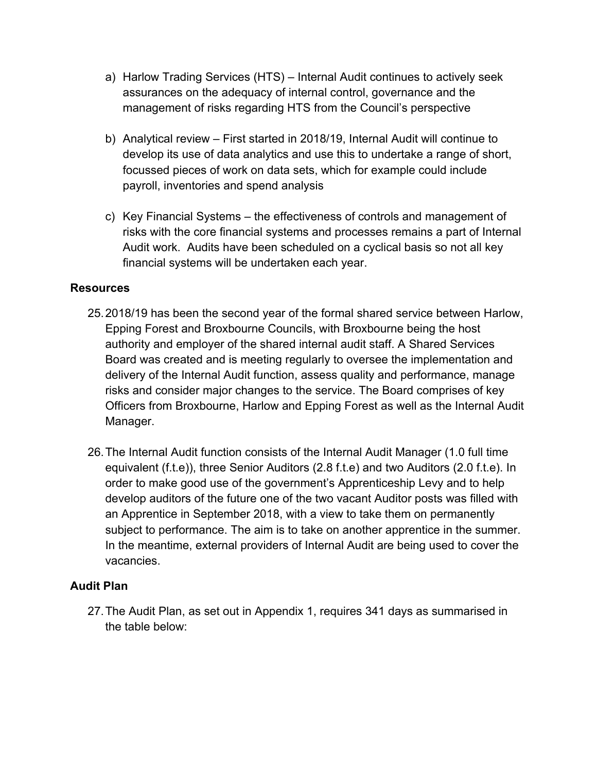a) Harlow Trading Services (HTS) – Internal Audit continues to actively seek assurances on the adequacy of internal control, governance and the management of risks regarding HTS from the Council's perspective

b) Analytical review – First started in 2018/19, Internal Audit will continue to develop its use of data analytics and use this to undertake a range of short, focussed pieces of work on data sets, which for example could include payroll, inventories and spend analysis

c) Key Financial Systems – the effectiveness of controls and management of risks with the core financial systems and processes remains a part of Internal Audit work. Audits have been scheduled on a cyclical basis so not all key financial systems will be undertaken each year.

**Resources**

25. 2018/19 has been the second year of the formal shared service between Harlow, Epping Forest and Broxbourne Councils, with Broxbourne being the host authority and employer of the shared internal audit staff. A Shared Services Board was created and is meeting regularly to oversee the implementation and delivery of the Internal Audit function, assess quality and performance, manage risks and consider major changes to the service. The Board comprises of key Officers from Broxbourne, Harlow and Epping Forest as well as the Internal Audit Manager.

26. The Internal Audit function consists of the Internal Audit Manager (1.0 full time equivalent (f.t.e)), three Senior Auditors (2.8 f.t.e) and two Auditors (2.0 f.t.e). In order to make good use of the government's Apprenticeship Levy and to help develop auditors of the future one of the two vacant Auditor posts was filled with an Apprentice in September 2018, with a view to take them on permanently subject to performance. The aim is to take on another apprentice in the summer. In the meantime, external providers of Internal Audit are being used to cover the vacancies.

**Audit Plan**

27. The Audit Plan, as set out in Appendix 1, requires 341 days as summarised in the table below: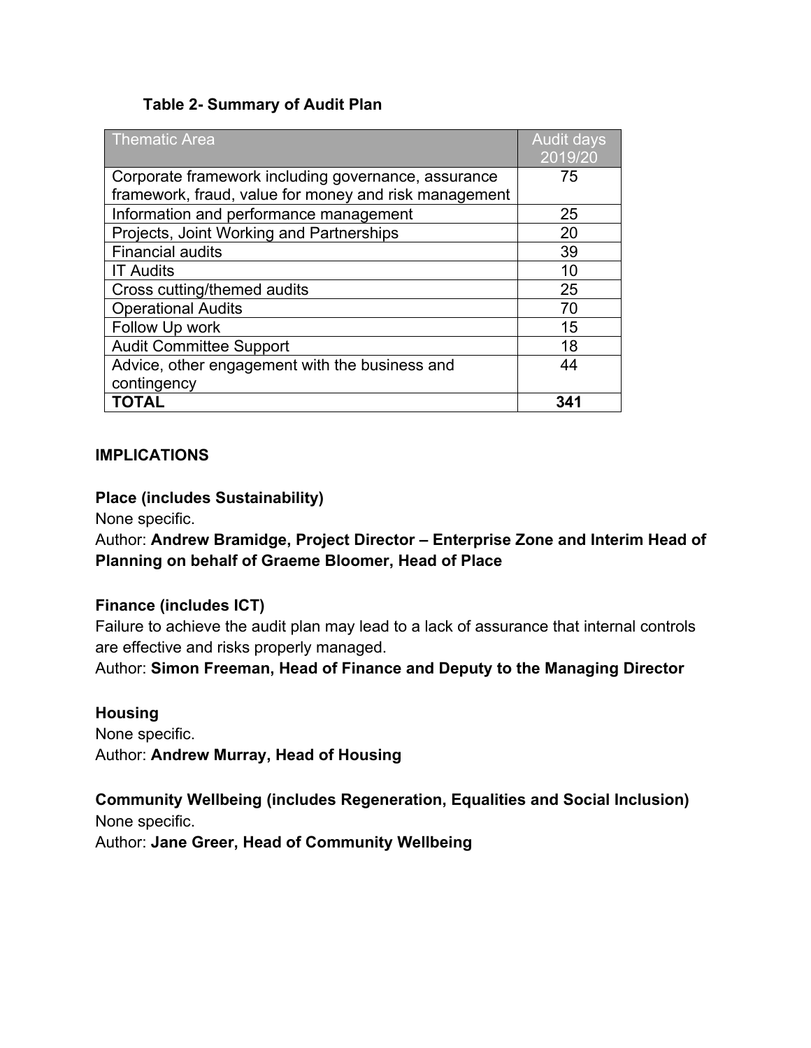**Table 2- Summary of Audit Plan**

| Thematic Area | Audit days 2019/20 |
|---|---|
| Corporate framework including governance, assurance framework, fraud, value for money and risk management | 75 |
| Information and performance management | 25 |
| Projects, Joint Working and Partnerships | 20 |
| Financial audits | 39 |
| IT Audits | 10 |
| Cross cutting/themed audits | 25 |
| Operational Audits | 70 |
| Follow Up work | 15 |
| Audit Committee Support | 18 |
| Advice, other engagement with the business and contingency | 44 |
| **TOTAL** | **341** |

**IMPLICATIONS**

**Place (includes Sustainability)**
None specific.
Author: **Andrew Bramidge, Project Director – Enterprise Zone and Interim Head of Planning on behalf of Graeme Bloomer, Head of Place**

**Finance (includes ICT)**
Failure to achieve the audit plan may lead to a lack of assurance that internal controls are effective and risks properly managed.
Author: **Simon Freeman, Head of Finance and Deputy to the Managing Director**

**Housing**
None specific.
Author: **Andrew Murray, Head of Housing**

**Community Wellbeing (includes Regeneration, Equalities and Social Inclusion)**
None specific.
Author: **Jane Greer, Head of Community Wellbeing**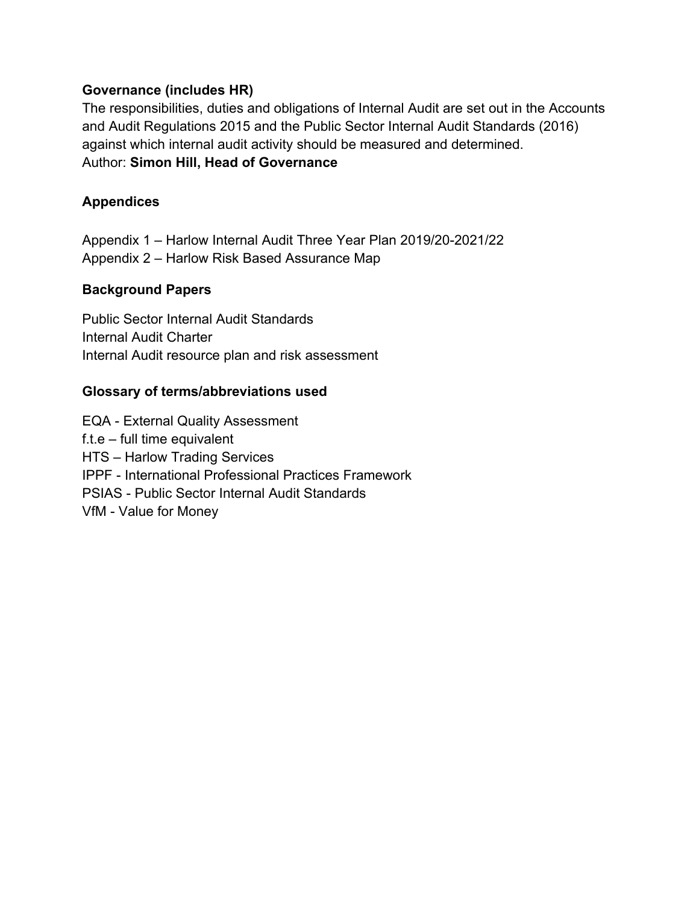**Governance (includes HR)**

The responsibilities, duties and obligations of Internal Audit are set out in the Accounts and Audit Regulations 2015 and the Public Sector Internal Audit Standards (2016) against which internal audit activity should be measured and determined.

Author: **Simon Hill, Head of Governance**

## Appendices

Appendix 1 – Harlow Internal Audit Three Year Plan 2019/20-2021/22

Appendix 2 – Harlow Risk Based Assurance Map

## Background Papers

Public Sector Internal Audit Standards

Internal Audit Charter

Internal Audit resource plan and risk assessment

## Glossary of terms/abbreviations used

EQA - External Quality Assessment

f.t.e – full time equivalent

HTS – Harlow Trading Services

IPPF - International Professional Practices Framework

PSIAS - Public Sector Internal Audit Standards

VfM - Value for Money